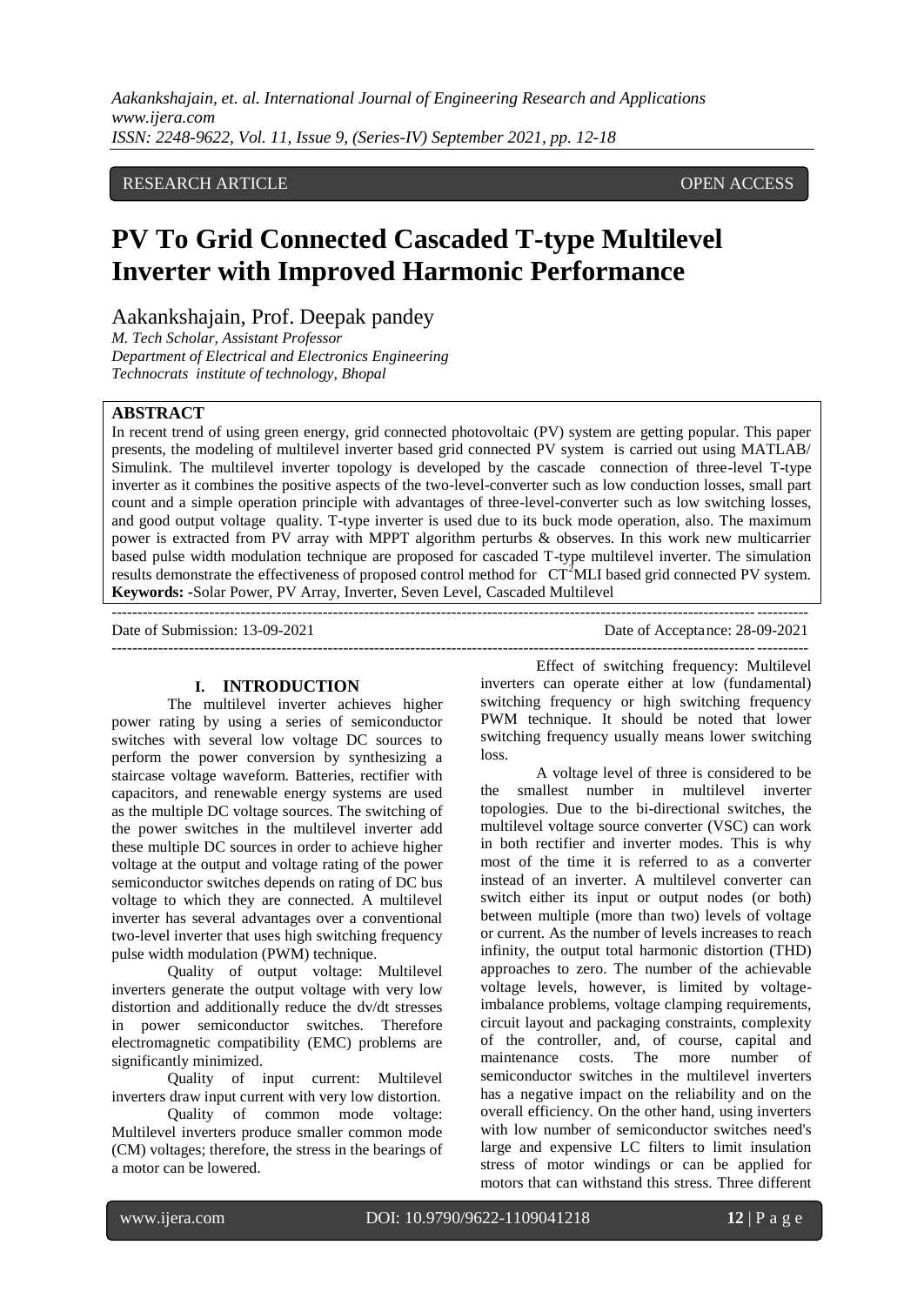RESEARCH ARTICLE OPEN ACCESS

# PV To Grid Connected Cascaded T-type Multilevel Inverter with Improved Harmonic Performance

Aakankshajain, Prof. Deepak pandey

*M. Tech Scholar, Assistant Professor*
*Department of Electrical and Electronics Engineering*
*Technocrats institute of technology, Bhopal*

## ABSTRACT

In recent trend of using green energy, grid connected photovoltaic (PV) system are getting popular. This paper presents, the modeling of multilevel inverter based grid connected PV system is carried out using MATLAB/ Simulink. The multilevel inverter topology is developed by the cascade connection of three-level T-type inverter as it combines the positive aspects of the two-level-converter such as low conduction losses, small part count and a simple operation principle with advantages of three-level-converter such as low switching losses, and good output voltage quality. T-type inverter is used due to its buck mode operation, also. The maximum power is extracted from PV array with MPPT algorithm perturbs & observes. In this work new multicarrier based pulse width modulation technique are proposed for cascaded T-type multilevel inverter. The simulation results demonstrate the effectiveness of proposed control method for $CT^2$MLI based grid connected PV system.

**Keywords: -**Solar Power, PV Array, Inverter, Seven Level, Cascaded Multilevel

---

Date of Submission: 13-09-2021 Date of Acceptance: 28-09-2021

---

## I. INTRODUCTION

The multilevel inverter achieves higher power rating by using a series of semiconductor switches with several low voltage DC sources to perform the power conversion by synthesizing a staircase voltage waveform. Batteries, rectifier with capacitors, and renewable energy systems are used as the multiple DC voltage sources. The switching of the power switches in the multilevel inverter add these multiple DC sources in order to achieve higher voltage at the output and voltage rating of the power semiconductor switches depends on rating of DC bus voltage to which they are connected. A multilevel inverter has several advantages over a conventional two-level inverter that uses high switching frequency pulse width modulation (PWM) technique.

Quality of output voltage: Multilevel inverters generate the output voltage with very low distortion and additionally reduce the dv/dt stresses in power semiconductor switches. Therefore electromagnetic compatibility (EMC) problems are significantly minimized.

Quality of input current: Multilevel inverters draw input current with very low distortion.

Quality of common mode voltage: Multilevel inverters produce smaller common mode (CM) voltages; therefore, the stress in the bearings of a motor can be lowered.

Effect of switching frequency: Multilevel inverters can operate either at low (fundamental) switching frequency or high switching frequency PWM technique. It should be noted that lower switching frequency usually means lower switching loss.

A voltage level of three is considered to be the smallest number in multilevel inverter topologies. Due to the bi-directional switches, the multilevel voltage source converter (VSC) can work in both rectifier and inverter modes. This is why most of the time it is referred to as a converter instead of an inverter. A multilevel converter can switch either its input or output nodes (or both) between multiple (more than two) levels of voltage or current. As the number of levels increases to reach infinity, the output total harmonic distortion (THD) approaches to zero. The number of the achievable voltage levels, however, is limited by voltage-imbalance problems, voltage clamping requirements, circuit layout and packaging constraints, complexity of the controller, and, of course, capital and maintenance costs. The more number of semiconductor switches in the multilevel inverters has a negative impact on the reliability and on the overall efficiency. On the other hand, using inverters with low number of semiconductor switches need's large and expensive LC filters to limit insulation stress of motor windings or can be applied for motors that can withstand this stress. Three different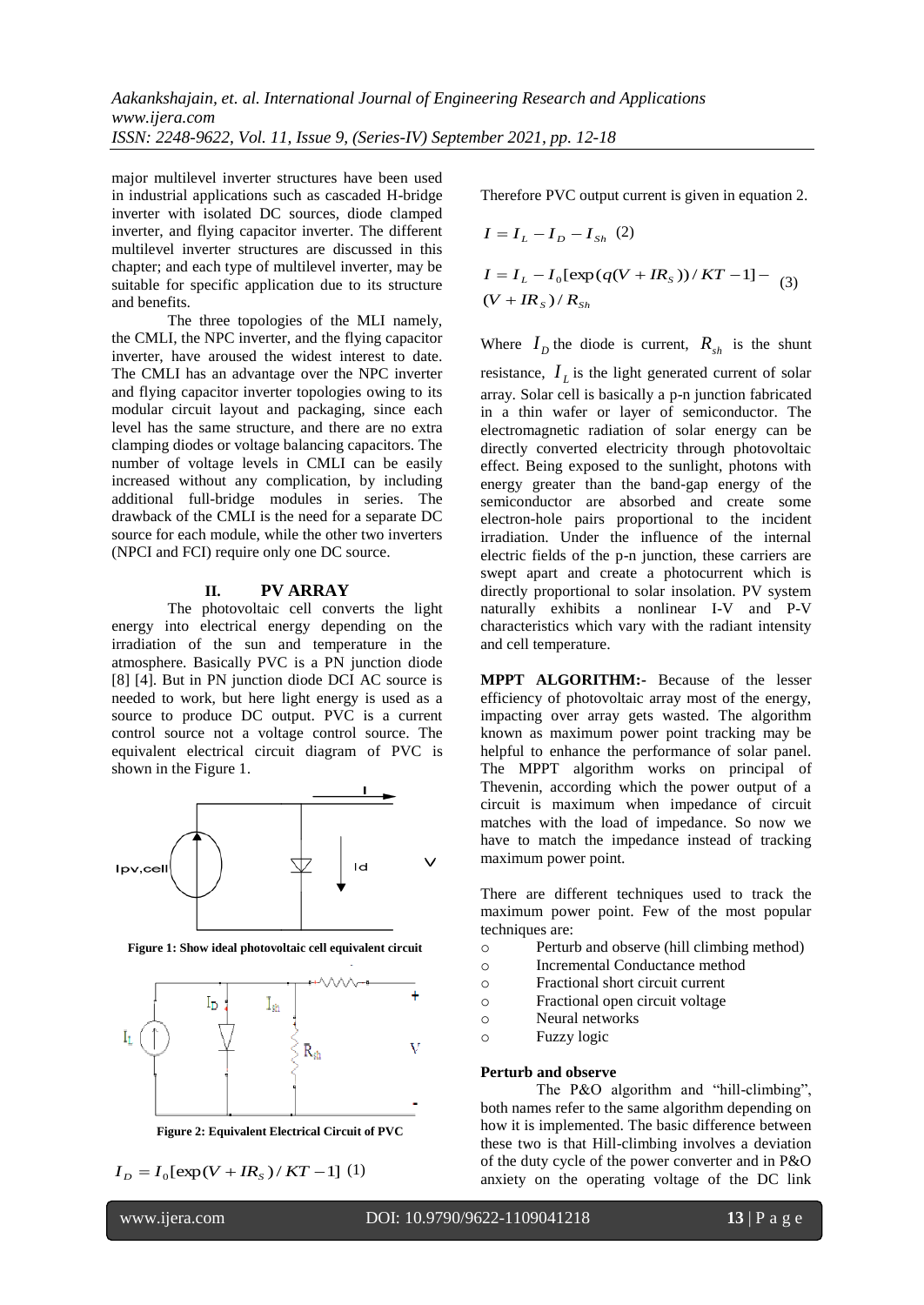major multilevel inverter structures have been used in industrial applications such as cascaded H-bridge inverter with isolated DC sources, diode clamped inverter, and flying capacitor inverter. The different multilevel inverter structures are discussed in this chapter; and each type of multilevel inverter, may be suitable for specific application due to its structure and benefits.

The three topologies of the MLI namely, the CMLI, the NPC inverter, and the flying capacitor inverter, have aroused the widest interest to date. The CMLI has an advantage over the NPC inverter and flying capacitor inverter topologies owing to its modular circuit layout and packaging, since each level has the same structure, and there are no extra clamping diodes or voltage balancing capacitors. The number of voltage levels in CMLI can be easily increased without any complication, by including additional full-bridge modules in series. The drawback of the CMLI is the need for a separate DC source for each module, while the other two inverters (NPCI and FCI) require only one DC source.

## II. PV ARRAY

The photovoltaic cell converts the light energy into electrical energy depending on the irradiation of the sun and temperature in the atmosphere. Basically PVC is a PN junction diode [8] [4]. But in PN junction diode DCI AC source is needed to work, but here light energy is used as a source to produce DC output. PVC is a current control source not a voltage control source. The equivalent electrical circuit diagram of PVC is shown in the Figure 1.

**Figure 1: Show ideal photovoltaic cell equivalent circuit**

**Figure 2: Equivalent Electrical Circuit of PVC**

$$I_D = I_0[\exp(V + IR_S)/KT - 1] \quad (1)$$

Therefore PVC output current is given in equation 2.

$$I = I_L - I_D - I_{Sh} \quad (2)$$

$$I = I_L - I_0[\exp(q(V + IR_S))/KT - 1] - (V + IR_S)/R_{Sh} \quad (3)$$

Where $I_D$ the diode is current, $R_{sh}$ is the shunt resistance, $I_L$ is the light generated current of solar array. Solar cell is basically a p-n junction fabricated in a thin wafer or layer of semiconductor. The electromagnetic radiation of solar energy can be directly converted electricity through photovoltaic effect. Being exposed to the sunlight, photons with energy greater than the band-gap energy of the semiconductor are absorbed and create some electron-hole pairs proportional to the incident irradiation. Under the influence of the internal electric fields of the p-n junction, these carriers are swept apart and create a photocurrent which is directly proportional to solar insolation. PV system naturally exhibits a nonlinear I-V and P-V characteristics which vary with the radiant intensity and cell temperature.

**MPPT ALGORITHM:-** Because of the lesser efficiency of photovoltaic array most of the energy, impacting over array gets wasted. The algorithm known as maximum power point tracking may be helpful to enhance the performance of solar panel. The MPPT algorithm works on principal of Thevenin, according which the power output of a circuit is maximum when impedance of circuit matches with the load of impedance. So now we have to match the impedance instead of tracking maximum power point.

There are different techniques used to track the maximum power point. Few of the most popular techniques are:

- Perturb and observe (hill climbing method)
- Incremental Conductance method
- Fractional short circuit current
- Fractional open circuit voltage
- Neural networks
- Fuzzy logic

**Perturb and observe**

The P&O algorithm and "hill-climbing", both names refer to the same algorithm depending on how it is implemented. The basic difference between these two is that Hill-climbing involves a deviation of the duty cycle of the power converter and in P&O anxiety on the operating voltage of the DC link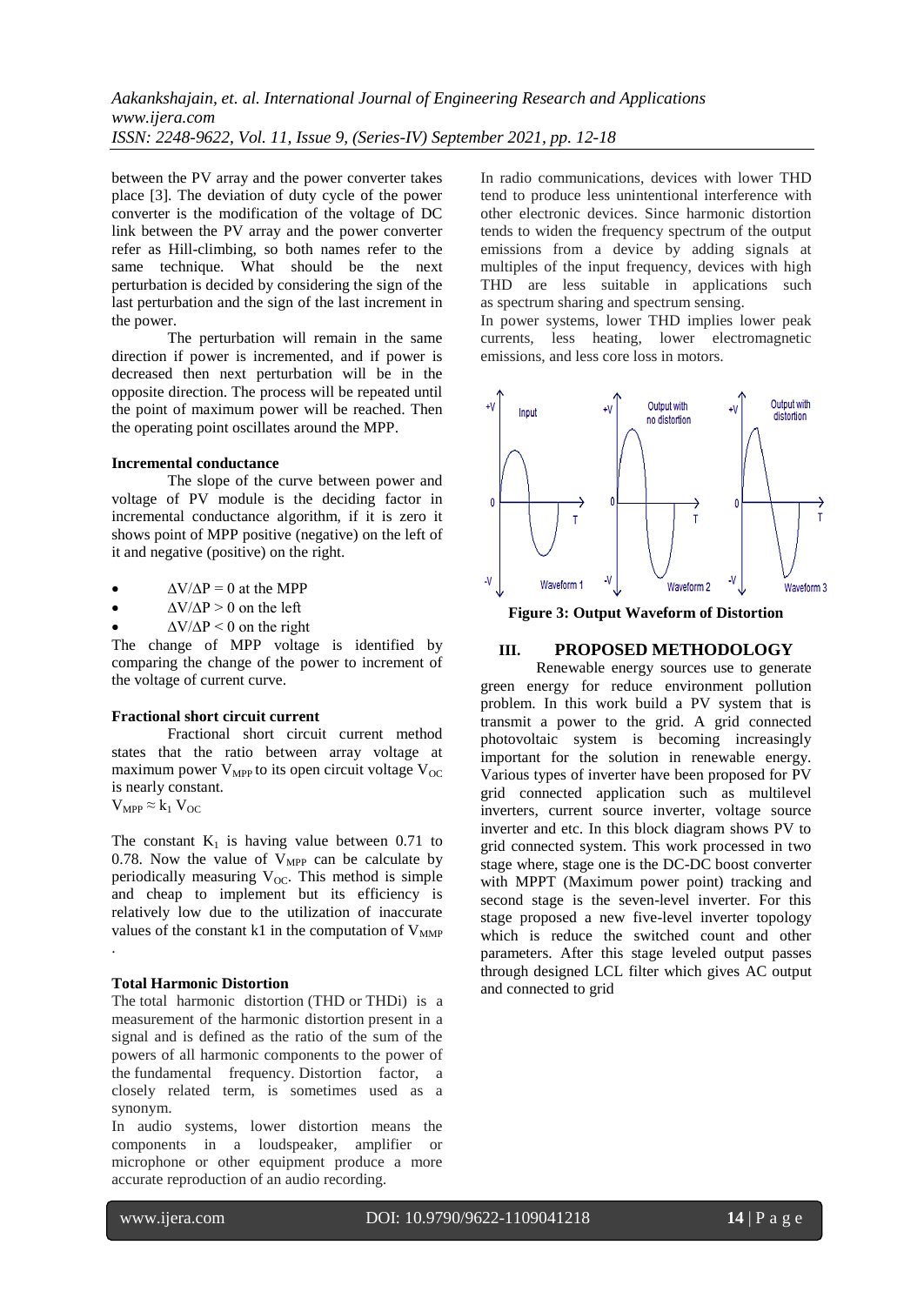between the PV array and the power converter takes place [3]. The deviation of duty cycle of the power converter is the modification of the voltage of DC link between the PV array and the power converter refer as Hill-climbing, so both names refer to the same technique. What should be the next perturbation is decided by considering the sign of the last perturbation and the sign of the last increment in the power.

The perturbation will remain in the same direction if power is incremented, and if power is decreased then next perturbation will be in the opposite direction. The process will be repeated until the point of maximum power will be reached. Then the operating point oscillates around the MPP.

**Incremental conductance**

The slope of the curve between power and voltage of PV module is the deciding factor in incremental conductance algorithm, if it is zero it shows point of MPP positive (negative) on the left of it and negative (positive) on the right.

- $\Delta V/\Delta P = 0$ at the MPP
- $\Delta V/\Delta P > 0$ on the left
- $\Delta V/\Delta P < 0$ on the right

The change of MPP voltage is identified by comparing the change of the power to increment of the voltage of current curve.

**Fractional short circuit current**

Fractional short circuit current method states that the ratio between array voltage at maximum power $V_{MPP}$ to its open circuit voltage $V_{OC}$ is nearly constant.

$V_{MPP} \approx k_1 V_{OC}$

The constant $K_1$ is having value between 0.71 to 0.78. Now the value of $V_{MPP}$ can be calculate by periodically measuring $V_{OC}$. This method is simple and cheap to implement but its efficiency is relatively low due to the utilization of inaccurate values of the constant k1 in the computation of $V_{MMP}$.

**Total Harmonic Distortion**

The total harmonic distortion (THD or THDi) is a measurement of the harmonic distortion present in a signal and is defined as the ratio of the sum of the powers of all harmonic components to the power of the fundamental frequency. Distortion factor, a closely related term, is sometimes used as a synonym.

In audio systems, lower distortion means the components in a loudspeaker, amplifier or microphone or other equipment produce a more accurate reproduction of an audio recording.

In radio communications, devices with lower THD tend to produce less unintentional interference with other electronic devices. Since harmonic distortion tends to widen the frequency spectrum of the output emissions from a device by adding signals at multiples of the input frequency, devices with high THD are less suitable in applications such as spectrum sharing and spectrum sensing.

In power systems, lower THD implies lower peak currents, less heating, lower electromagnetic emissions, and less core loss in motors.

**Figure 3: Output Waveform of Distortion**

## III. PROPOSED METHODOLOGY

Renewable energy sources use to generate green energy for reduce environment pollution problem. In this work build a PV system that is transmit a power to the grid. A grid connected photovoltaic system is becoming increasingly important for the solution in renewable energy. Various types of inverter have been proposed for PV grid connected application such as multilevel inverters, current source inverter, voltage source inverter and etc. In this block diagram shows PV to grid connected system. This work processed in two stage where, stage one is the DC-DC boost converter with MPPT (Maximum power point) tracking and second stage is the seven-level inverter. For this stage proposed a new five-level inverter topology which is reduce the switched count and other parameters. After this stage leveled output passes through designed LCL filter which gives AC output and connected to grid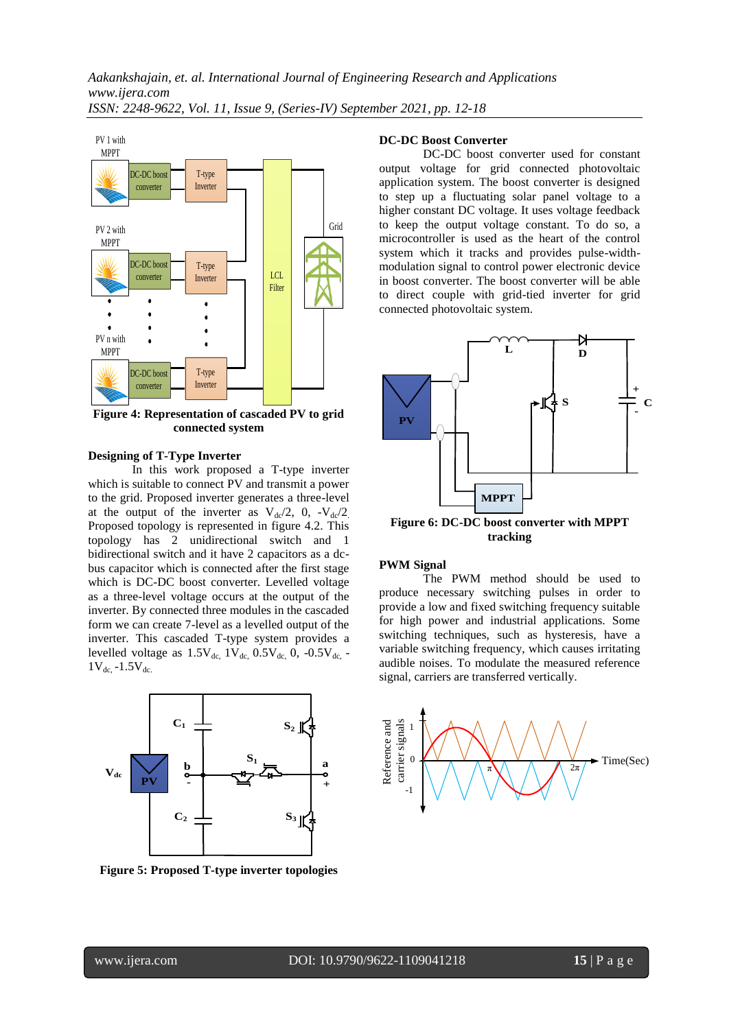**Figure 4: Representation of cascaded PV to grid connected system**

**Designing of T-Type Inverter**

In this work proposed a T-type inverter which is suitable to connect PV and transmit a power to the grid. Proposed inverter generates a three-level at the output of the inverter as $V_{dc}/2$, 0, $-V_{dc}/2$. Proposed topology is represented in figure 4.2. This topology has 2 unidirectional switch and 1 bidirectional switch and it have 2 capacitors as a dc-bus capacitor which is connected after the first stage which is DC-DC boost converter. Levelled voltage as a three-level voltage occurs at the output of the inverter. By connected three modules in the cascaded form we can create 7-level as a levelled output of the inverter. This cascaded T-type system provides a levelled voltage as $1.5V_{dc}$, $1V_{dc}$, $0.5V_{dc}$, 0, $-0.5V_{dc}$, $-1V_{dc}$, $-1.5V_{dc}$.

**Figure 5: Proposed T-type inverter topologies**

**DC-DC Boost Converter**

DC-DC boost converter used for constant output voltage for grid connected photovoltaic application system. The boost converter is designed to step up a fluctuating solar panel voltage to a higher constant DC voltage. It uses voltage feedback to keep the output voltage constant. To do so, a microcontroller is used as the heart of the control system which it tracks and provides pulse-width-modulation signal to control power electronic device in boost converter. The boost converter will be able to direct couple with grid-tied inverter for grid connected photovoltaic system.

**Figure 6: DC-DC boost converter with MPPT tracking**

**PWM Signal**

The PWM method should be used to produce necessary switching pulses in order to provide a low and fixed switching frequency suitable for high power and industrial applications. Some switching techniques, such as hysteresis, have a variable switching frequency, which causes irritating audible noises. To modulate the measured reference signal, carriers are transferred vertically.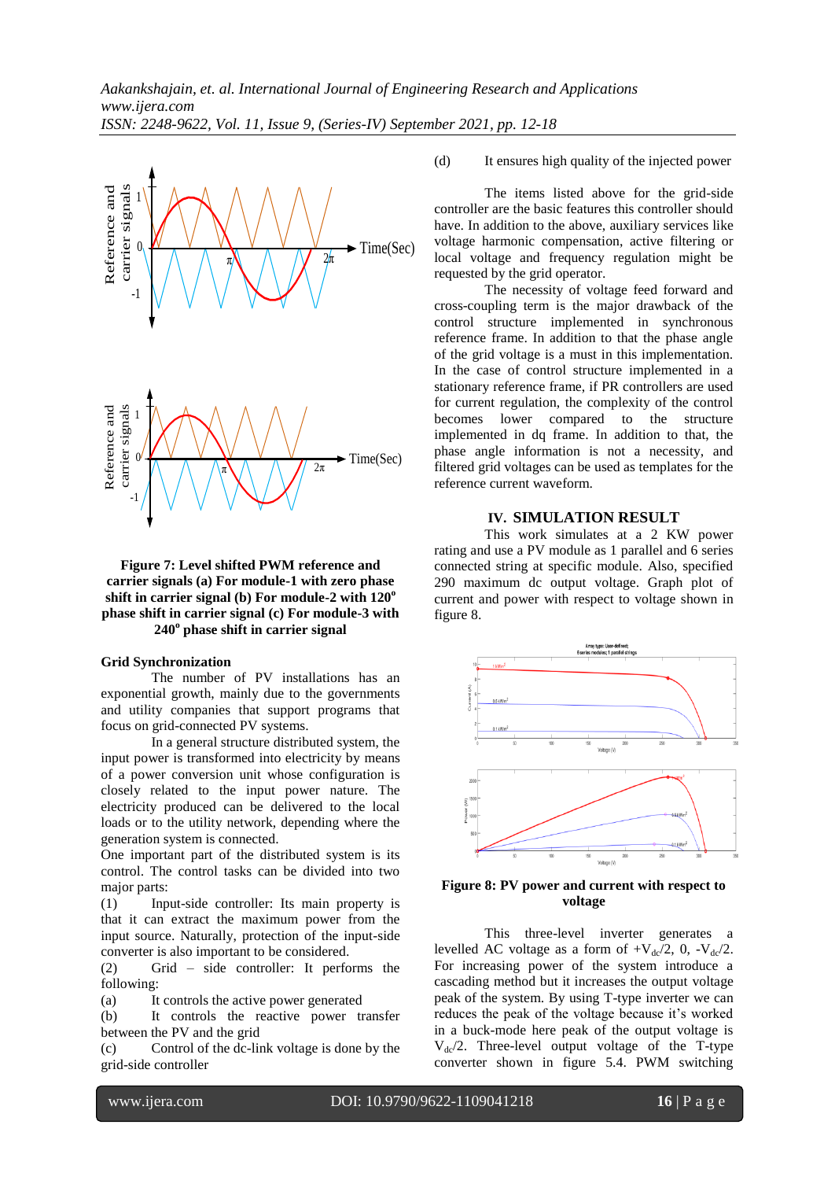**Figure 7: Level shifted PWM reference and carrier signals (a) For module-1 with zero phase shift in carrier signal (b) For module-2 with 120° phase shift in carrier signal (c) For module-3 with 240° phase shift in carrier signal**

### Grid Synchronization

The number of PV installations has an exponential growth, mainly due to the governments and utility companies that support programs that focus on grid-connected PV systems.

In a general structure distributed system, the input power is transformed into electricity by means of a power conversion unit whose configuration is closely related to the input power nature. The electricity produced can be delivered to the local loads or to the utility network, depending where the generation system is connected.

One important part of the distributed system is its control. The control tasks can be divided into two major parts:

(1) Input-side controller: Its main property is that it can extract the maximum power from the input source. Naturally, protection of the input-side converter is also important to be considered.

(2) Grid – side controller: It performs the following:

(a) It controls the active power generated

(b) It controls the reactive power transfer between the PV and the grid

(c) Control of the dc-link voltage is done by the grid-side controller

(d) It ensures high quality of the injected power

The items listed above for the grid-side controller are the basic features this controller should have. In addition to the above, auxiliary services like voltage harmonic compensation, active filtering or local voltage and frequency regulation might be requested by the grid operator.

The necessity of voltage feed forward and cross-coupling term is the major drawback of the control structure implemented in synchronous reference frame. In addition to that the phase angle of the grid voltage is a must in this implementation. In the case of control structure implemented in a stationary reference frame, if PR controllers are used for current regulation, the complexity of the control becomes lower compared to the structure implemented in dq frame. In addition to that, the phase angle information is not a necessity, and filtered grid voltages can be used as templates for the reference current waveform.

## IV. SIMULATION RESULT

This work simulates at a 2 KW power rating and use a PV module as 1 parallel and 6 series connected string at specific module. Also, specified 290 maximum dc output voltage. Graph plot of current and power with respect to voltage shown in figure 8.

**Figure 8: PV power and current with respect to voltage**

This three-level inverter generates a levelled AC voltage as a form of $+V_{dc}/2$, 0, $-V_{dc}/2$. For increasing power of the system introduce a cascading method but it increases the output voltage peak of the system. By using T-type inverter we can reduces the peak of the voltage because it's worked in a buck-mode here peak of the output voltage is $V_{dc}/2$. Three-level output voltage of the T-type converter shown in figure 5.4. PWM switching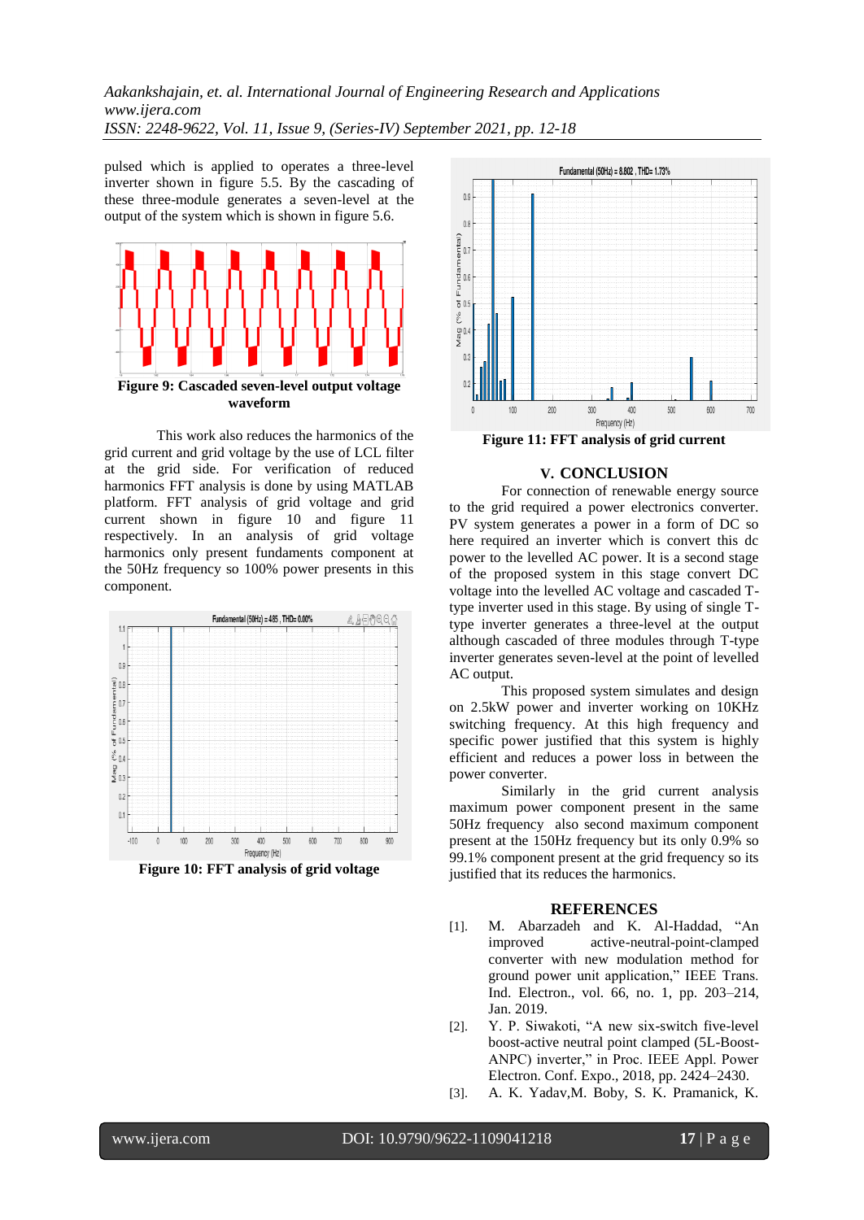pulsed which is applied to operates a three-level inverter shown in figure 5.5. By the cascading of these three-module generates a seven-level at the output of the system which is shown in figure 5.6.

**Figure 9: Cascaded seven-level output voltage waveform**

This work also reduces the harmonics of the grid current and grid voltage by the use of LCL filter at the grid side. For verification of reduced harmonics FFT analysis is done by using MATLAB platform. FFT analysis of grid voltage and grid current shown in figure 10 and figure 11 respectively. In an analysis of grid voltage harmonics only present fundaments component at the 50Hz frequency so 100% power presents in this component.

**Figure 10: FFT analysis of grid voltage**

**Figure 11: FFT analysis of grid current**

## V. CONCLUSION

For connection of renewable energy source to the grid required a power electronics converter. PV system generates a power in a form of DC so here required an inverter which is convert this dc power to the levelled AC power. It is a second stage of the proposed system in this stage convert DC voltage into the levelled AC voltage and cascaded T-type inverter used in this stage. By using of single T-type inverter generates a three-level at the output although cascaded of three modules through T-type inverter generates seven-level at the point of levelled AC output.

This proposed system simulates and design on 2.5kW power and inverter working on 10KHz switching frequency. At this high frequency and specific power justified that this system is highly efficient and reduces a power loss in between the power converter.

Similarly in the grid current analysis maximum power component present in the same 50Hz frequency also second maximum component present at the 150Hz frequency but its only 0.9% so 99.1% component present at the grid frequency so its justified that its reduces the harmonics.

## REFERENCES

[1]. M. Abarzadeh and K. Al-Haddad, "An improved active-neutral-point-clamped converter with new modulation method for ground power unit application," IEEE Trans. Ind. Electron., vol. 66, no. 1, pp. 203–214, Jan. 2019.

[2]. Y. P. Siwakoti, "A new six-switch five-level boost-active neutral point clamped (5L-Boost-ANPC) inverter," in Proc. IEEE Appl. Power Electron. Conf. Expo., 2018, pp. 2424–2430.

[3]. A. K. Yadav,M. Boby, S. K. Pramanick, K.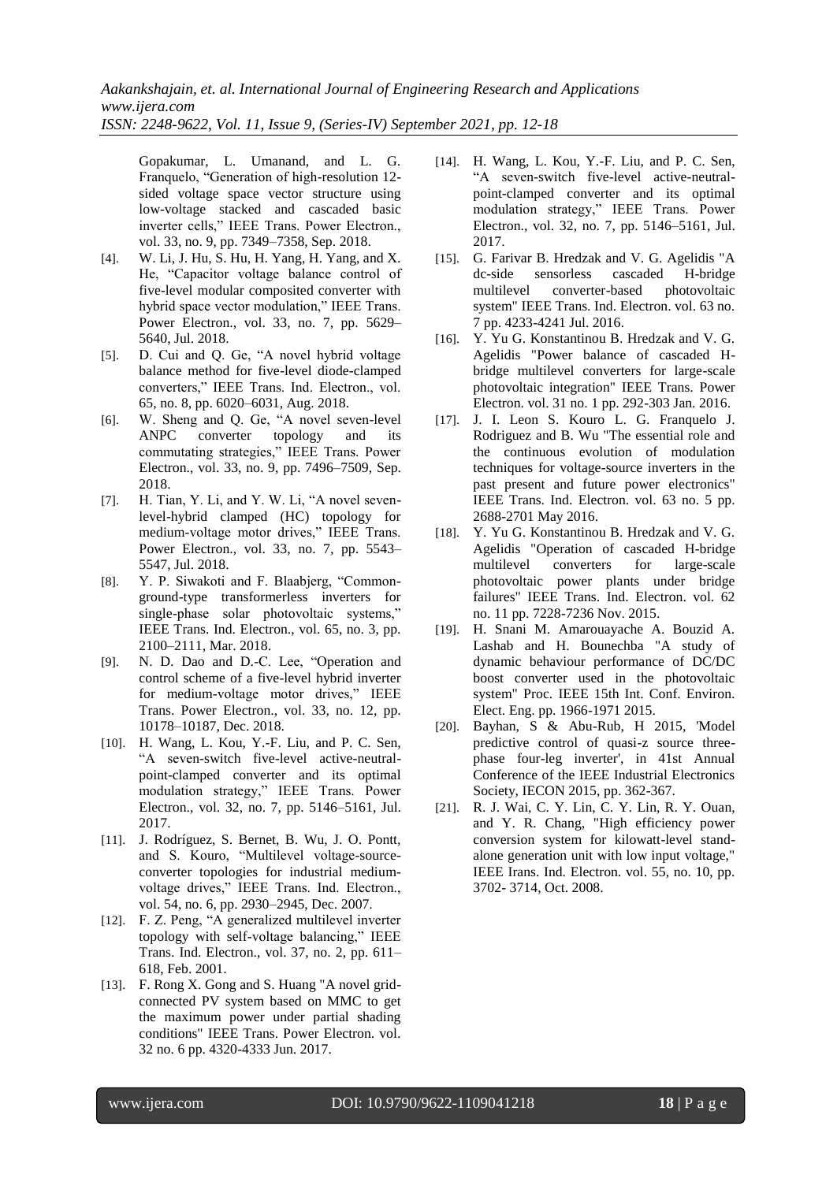Gopakumar, L. Umanand, and L. G. Franquelo, "Generation of high-resolution 12-sided voltage space vector structure using low-voltage stacked and cascaded basic inverter cells," IEEE Trans. Power Electron., vol. 33, no. 9, pp. 7349–7358, Sep. 2018.

[4]. W. Li, J. Hu, S. Hu, H. Yang, H. Yang, and X. He, "Capacitor voltage balance control of five-level modular composited converter with hybrid space vector modulation," IEEE Trans. Power Electron., vol. 33, no. 7, pp. 5629–5640, Jul. 2018.

[5]. D. Cui and Q. Ge, "A novel hybrid voltage balance method for five-level diode-clamped converters," IEEE Trans. Ind. Electron., vol. 65, no. 8, pp. 6020–6031, Aug. 2018.

[6]. W. Sheng and Q. Ge, "A novel seven-level ANPC converter topology and its commutating strategies," IEEE Trans. Power Electron., vol. 33, no. 9, pp. 7496–7509, Sep. 2018.

[7]. H. Tian, Y. Li, and Y. W. Li, "A novel seven-level-hybrid clamped (HC) topology for medium-voltage motor drives," IEEE Trans. Power Electron., vol. 33, no. 7, pp. 5543–5547, Jul. 2018.

[8]. Y. P. Siwakoti and F. Blaabjerg, "Common-ground-type transformerless inverters for single-phase solar photovoltaic systems," IEEE Trans. Ind. Electron., vol. 65, no. 3, pp. 2100–2111, Mar. 2018.

[9]. N. D. Dao and D.-C. Lee, "Operation and control scheme of a five-level hybrid inverter for medium-voltage motor drives," IEEE Trans. Power Electron., vol. 33, no. 12, pp. 10178–10187, Dec. 2018.

[10]. H. Wang, L. Kou, Y.-F. Liu, and P. C. Sen, "A seven-switch five-level active-neutral-point-clamped converter and its optimal modulation strategy," IEEE Trans. Power Electron., vol. 32, no. 7, pp. 5146–5161, Jul. 2017.

[11]. J. Rodríguez, S. Bernet, B. Wu, J. O. Pontt, and S. Kouro, "Multilevel voltage-source-converter topologies for industrial medium-voltage drives," IEEE Trans. Ind. Electron., vol. 54, no. 6, pp. 2930–2945, Dec. 2007.

[12]. F. Z. Peng, "A generalized multilevel inverter topology with self-voltage balancing," IEEE Trans. Ind. Electron., vol. 37, no. 2, pp. 611–618, Feb. 2001.

[13]. F. Rong X. Gong and S. Huang "A novel grid-connected PV system based on MMC to get the maximum power under partial shading conditions" IEEE Trans. Power Electron. vol. 32 no. 6 pp. 4320-4333 Jun. 2017.

[14]. H. Wang, L. Kou, Y.-F. Liu, and P. C. Sen, "A seven-switch five-level active-neutral-point-clamped converter and its optimal modulation strategy," IEEE Trans. Power Electron., vol. 32, no. 7, pp. 5146–5161, Jul. 2017.

[15]. G. Farivar B. Hredzak and V. G. Agelidis "A dc-side sensorless cascaded H-bridge multilevel converter-based photovoltaic system" IEEE Trans. Ind. Electron. vol. 63 no. 7 pp. 4233-4241 Jul. 2016.

[16]. Y. Yu G. Konstantinou B. Hredzak and V. G. Agelidis "Power balance of cascaded H-bridge multilevel converters for large-scale photovoltaic integration" IEEE Trans. Power Electron. vol. 31 no. 1 pp. 292-303 Jan. 2016.

[17]. J. I. Leon S. Kouro L. G. Franquelo J. Rodriguez and B. Wu "The essential role and the continuous evolution of modulation techniques for voltage-source inverters in the past present and future power electronics" IEEE Trans. Ind. Electron. vol. 63 no. 5 pp. 2688-2701 May 2016.

[18]. Y. Yu G. Konstantinou B. Hredzak and V. G. Agelidis "Operation of cascaded H-bridge multilevel converters for large-scale photovoltaic power plants under bridge failures" IEEE Trans. Ind. Electron. vol. 62 no. 11 pp. 7228-7236 Nov. 2015.

[19]. H. Snani M. Amarouayache A. Bouzid A. Lashab and H. Bounechba "A study of dynamic behaviour performance of DC/DC boost converter used in the photovoltaic system" Proc. IEEE 15th Int. Conf. Environ. Elect. Eng. pp. 1966-1971 2015.

[20]. Bayhan, S & Abu-Rub, H 2015, 'Model predictive control of quasi-z source three-phase four-leg inverter', in 41st Annual Conference of the IEEE Industrial Electronics Society, IECON 2015, pp. 362-367.

[21]. R. J. Wai, C. Y. Lin, C. Y. Lin, R. Y. Ouan, and Y. R. Chang, "High efficiency power conversion system for kilowatt-level stand-alone generation unit with low input voltage," IEEE Irans. Ind. Electron. vol. 55, no. 10, pp. 3702- 3714, Oct. 2008.